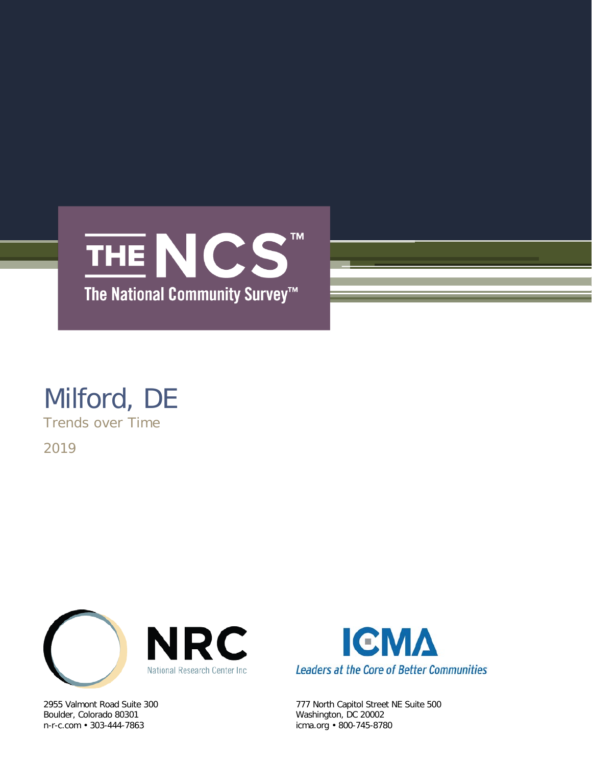# THE NCS™

## The National Community Survey™

# Milford, DE

Trends over Time

2019

NRC
National Research Center Inc

2955 Valmont Road Suite 300
Boulder, Colorado 80301
n-r-c.com • 303-444-7863

ICMA
*Leaders at the Core of Better Communities*

777 North Capitol Street NE Suite 500
Washington, DC 20002
icma.org • 800-745-8780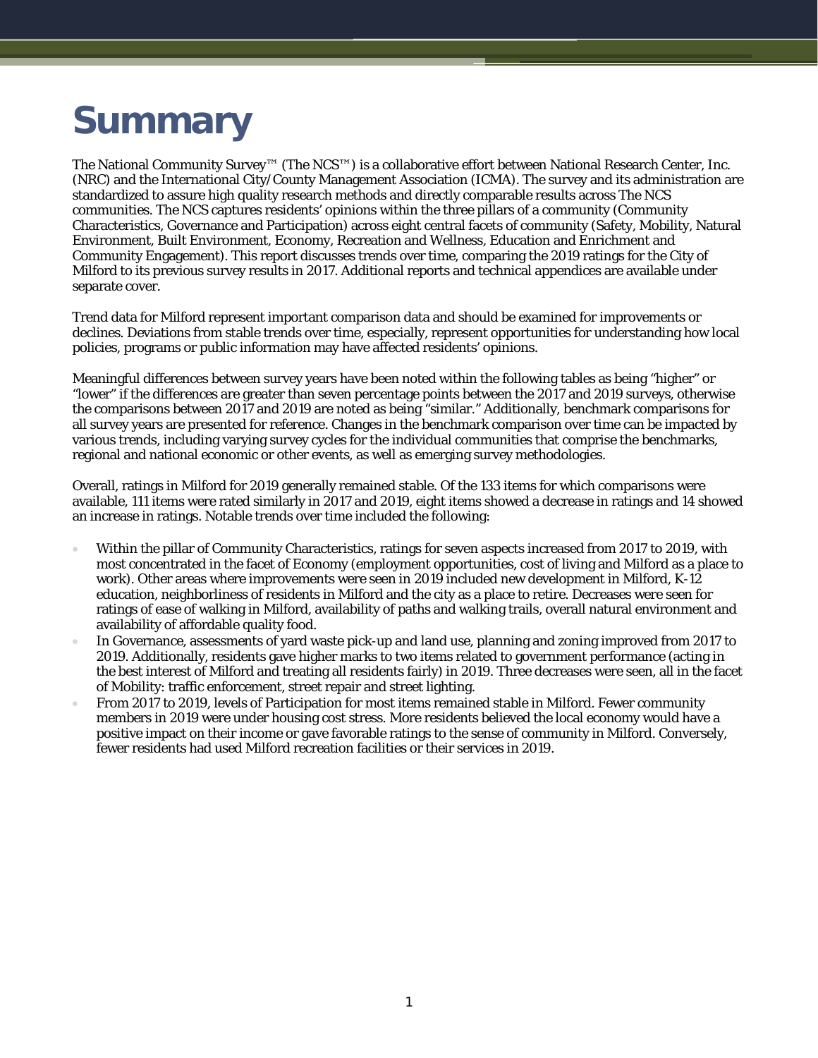# Summary

The National Community Survey™ (The NCS™) is a collaborative effort between National Research Center, Inc. (NRC) and the International City/County Management Association (ICMA). The survey and its administration are standardized to assure high quality research methods and directly comparable results across The NCS communities. The NCS captures residents' opinions within the three pillars of a community (Community Characteristics, Governance and Participation) across eight central facets of community (Safety, Mobility, Natural Environment, Built Environment, Economy, Recreation and Wellness, Education and Enrichment and Community Engagement). This report discusses trends over time, comparing the 2019 ratings for the City of Milford to its previous survey results in 2017. Additional reports and technical appendices are available under separate cover.

Trend data for Milford represent important comparison data and should be examined for improvements or declines. Deviations from stable trends over time, especially, represent opportunities for understanding how local policies, programs or public information may have affected residents' opinions.

Meaningful differences between survey years have been noted within the following tables as being "higher" or "lower" if the differences are greater than seven percentage points between the 2017 and 2019 surveys, otherwise the comparisons between 2017 and 2019 are noted as being "similar." Additionally, benchmark comparisons for all survey years are presented for reference. Changes in the benchmark comparison over time can be impacted by various trends, including varying survey cycles for the individual communities that comprise the benchmarks, regional and national economic or other events, as well as emerging survey methodologies.

Overall, ratings in Milford for 2019 generally remained stable. Of the 133 items for which comparisons were available, 111 items were rated similarly in 2017 and 2019, eight items showed a decrease in ratings and 14 showed an increase in ratings. Notable trends over time included the following:

- Within the pillar of Community Characteristics, ratings for seven aspects increased from 2017 to 2019, with most concentrated in the facet of Economy (employment opportunities, cost of living and Milford as a place to work). Other areas where improvements were seen in 2019 included new development in Milford, K-12 education, neighborliness of residents in Milford and the city as a place to retire. Decreases were seen for ratings of ease of walking in Milford, availability of paths and walking trails, overall natural environment and availability of affordable quality food.
- In Governance, assessments of yard waste pick-up and land use, planning and zoning improved from 2017 to 2019. Additionally, residents gave higher marks to two items related to government performance (acting in the best interest of Milford and treating all residents fairly) in 2019. Three decreases were seen, all in the facet of Mobility: traffic enforcement, street repair and street lighting.
- From 2017 to 2019, levels of Participation for most items remained stable in Milford. Fewer community members in 2019 were under housing cost stress. More residents believed the local economy would have a positive impact on their income or gave favorable ratings to the sense of community in Milford. Conversely, fewer residents had used Milford recreation facilities or their services in 2019.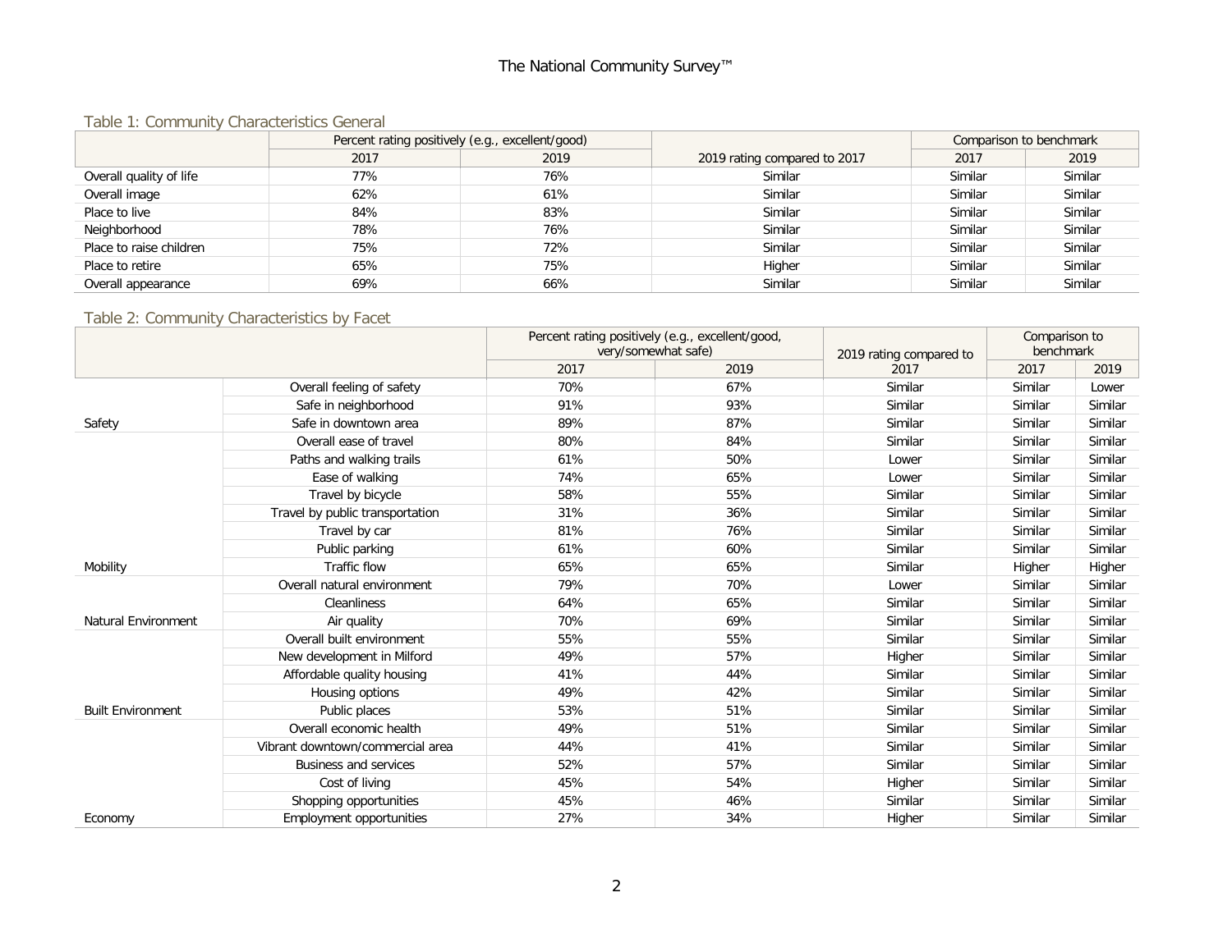## Table 1: Community Characteristics General

| | Percent rating positively (e.g., excellent/good) | | 2019 rating compared to 2017 | Comparison to benchmark | |
|---|---|---|---|---|---|
| | 2017 | 2019 | | 2017 | 2019 |
| Overall quality of life | 77% | 76% | Similar | Similar | Similar |
| Overall image | 62% | 61% | Similar | Similar | Similar |
| Place to live | 84% | 83% | Similar | Similar | Similar |
| Neighborhood | 78% | 76% | Similar | Similar | Similar |
| Place to raise children | 75% | 72% | Similar | Similar | Similar |
| Place to retire | 65% | 75% | Higher | Similar | Similar |
| Overall appearance | 69% | 66% | Similar | Similar | Similar |

## Table 2: Community Characteristics by Facet

| | | Percent rating positively (e.g., excellent/good, very/somewhat safe) | | 2019 rating compared to 2017 | Comparison to benchmark | |
|---|---|---|---|---|---|---|
| | | 2017 | 2019 | | 2017 | 2019 |
| Safety | Overall feeling of safety | 70% | 67% | Similar | Similar | Lower |
| | Safe in neighborhood | 91% | 93% | Similar | Similar | Similar |
| | Safe in downtown area | 89% | 87% | Similar | Similar | Similar |
| Mobility | Overall ease of travel | 80% | 84% | Similar | Similar | Similar |
| | Paths and walking trails | 61% | 50% | Lower | Similar | Similar |
| | Ease of walking | 74% | 65% | Lower | Similar | Similar |
| | Travel by bicycle | 58% | 55% | Similar | Similar | Similar |
| | Travel by public transportation | 31% | 36% | Similar | Similar | Similar |
| | Travel by car | 81% | 76% | Similar | Similar | Similar |
| | Public parking | 61% | 60% | Similar | Similar | Similar |
| | Traffic flow | 65% | 65% | Similar | Higher | Higher |
| Natural Environment | Overall natural environment | 79% | 70% | Lower | Similar | Similar |
| | Cleanliness | 64% | 65% | Similar | Similar | Similar |
| | Air quality | 70% | 69% | Similar | Similar | Similar |
| Built Environment | Overall built environment | 55% | 55% | Similar | Similar | Similar |
| | New development in Milford | 49% | 57% | Higher | Similar | Similar |
| | Affordable quality housing | 41% | 44% | Similar | Similar | Similar |
| | Housing options | 49% | 42% | Similar | Similar | Similar |
| | Public places | 53% | 51% | Similar | Similar | Similar |
| Economy | Overall economic health | 49% | 51% | Similar | Similar | Similar |
| | Vibrant downtown/commercial area | 44% | 41% | Similar | Similar | Similar |
| | Business and services | 52% | 57% | Similar | Similar | Similar |
| | Cost of living | 45% | 54% | Higher | Similar | Similar |
| | Shopping opportunities | 45% | 46% | Similar | Similar | Similar |
| | Employment opportunities | 27% | 34% | Higher | Similar | Similar |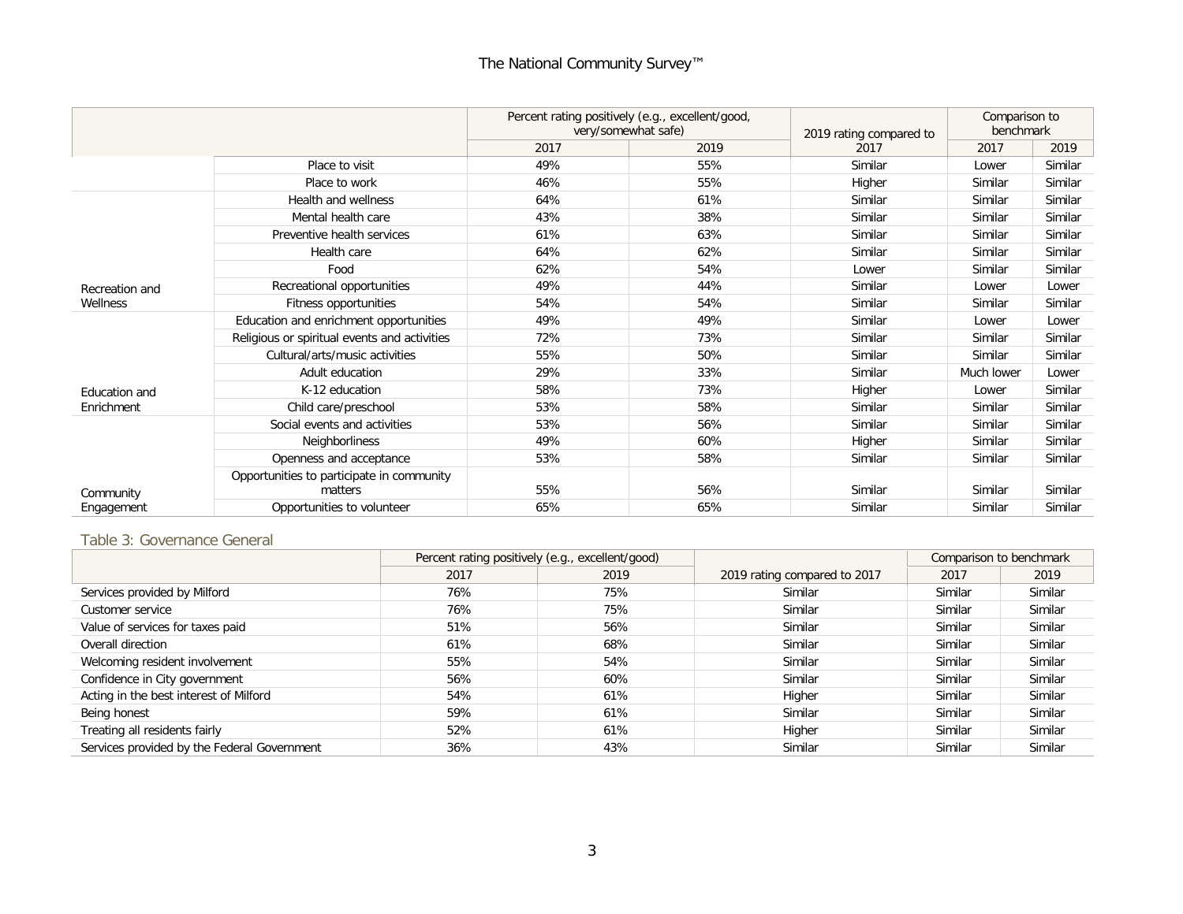| | | Percent rating positively (e.g., excellent/good, very/somewhat safe) | | 2019 rating compared to 2017 | Comparison to benchmark | |
|---|---|---|---|---|---|---|
| | | 2017 | 2019 | | 2017 | 2019 |
| | Place to visit | 49% | 55% | Similar | Lower | Similar |
| | Place to work | 46% | 55% | Higher | Similar | Similar |
| Recreation and Wellness | Health and wellness | 64% | 61% | Similar | Similar | Similar |
| | Mental health care | 43% | 38% | Similar | Similar | Similar |
| | Preventive health services | 61% | 63% | Similar | Similar | Similar |
| | Health care | 64% | 62% | Similar | Similar | Similar |
| | Food | 62% | 54% | Lower | Similar | Similar |
| | Recreational opportunities | 49% | 44% | Similar | Lower | Lower |
| | Fitness opportunities | 54% | 54% | Similar | Similar | Similar |
| Education and Enrichment | Education and enrichment opportunities | 49% | 49% | Similar | Lower | Lower |
| | Religious or spiritual events and activities | 72% | 73% | Similar | Similar | Similar |
| | Cultural/arts/music activities | 55% | 50% | Similar | Similar | Similar |
| | Adult education | 29% | 33% | Similar | Much lower | Lower |
| | K-12 education | 58% | 73% | Higher | Lower | Similar |
| | Child care/preschool | 53% | 58% | Similar | Similar | Similar |
| Community Engagement | Social events and activities | 53% | 56% | Similar | Similar | Similar |
| | Neighborliness | 49% | 60% | Higher | Similar | Similar |
| | Openness and acceptance | 53% | 58% | Similar | Similar | Similar |
| | Opportunities to participate in community matters | 55% | 56% | Similar | Similar | Similar |
| | Opportunities to volunteer | 65% | 65% | Similar | Similar | Similar |

## Table 3: Governance General

| | Percent rating positively (e.g., excellent/good) | | 2019 rating compared to 2017 | Comparison to benchmark | |
|---|---|---|---|---|---|
| | 2017 | 2019 | | 2017 | 2019 |
| Services provided by Milford | 76% | 75% | Similar | Similar | Similar |
| Customer service | 76% | 75% | Similar | Similar | Similar |
| Value of services for taxes paid | 51% | 56% | Similar | Similar | Similar |
| Overall direction | 61% | 68% | Similar | Similar | Similar |
| Welcoming resident involvement | 55% | 54% | Similar | Similar | Similar |
| Confidence in City government | 56% | 60% | Similar | Similar | Similar |
| Acting in the best interest of Milford | 54% | 61% | Higher | Similar | Similar |
| Being honest | 59% | 61% | Similar | Similar | Similar |
| Treating all residents fairly | 52% | 61% | Higher | Similar | Similar |
| Services provided by the Federal Government | 36% | 43% | Similar | Similar | Similar |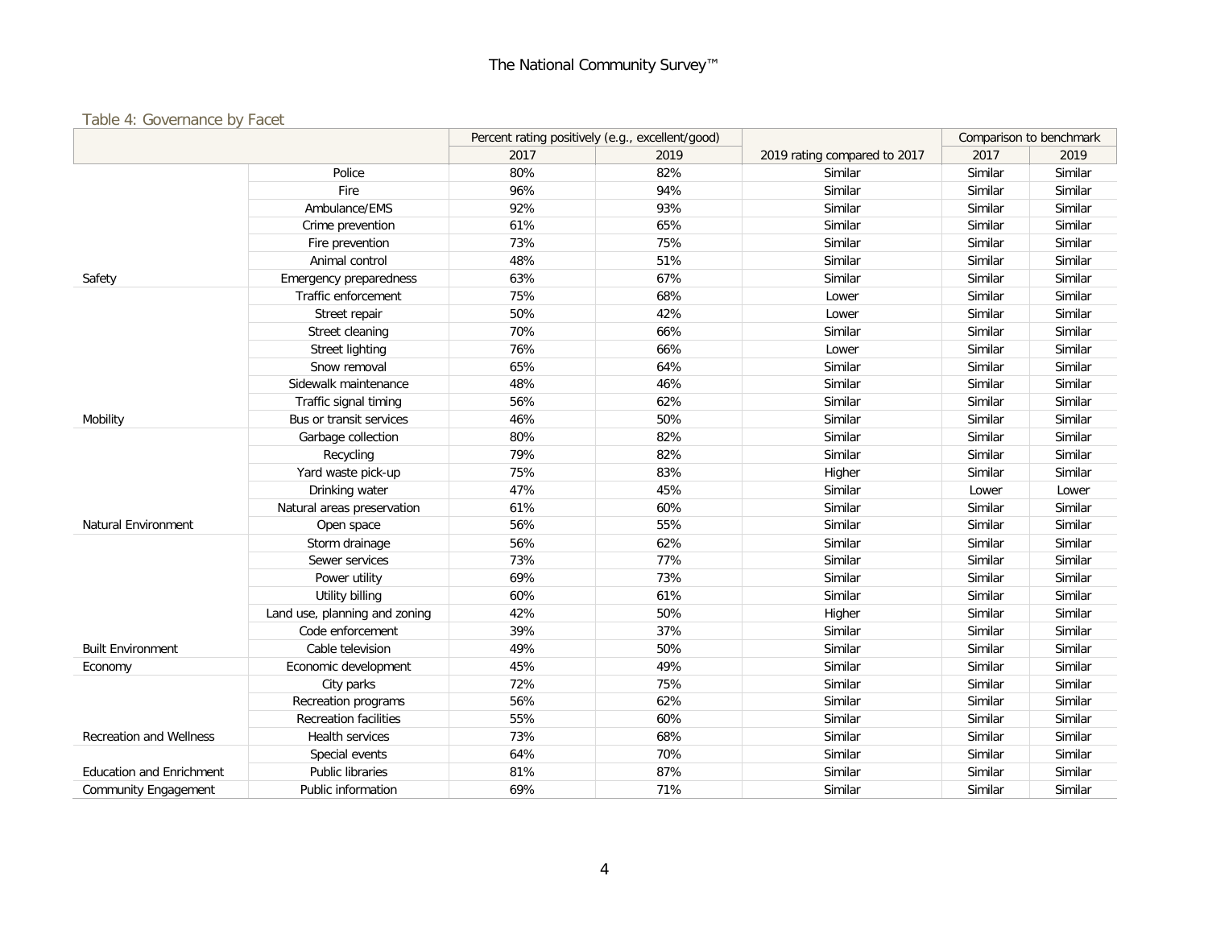Table 4: Governance by Facet

| | | Percent rating positively (e.g., excellent/good) | | 2019 rating compared to 2017 | Comparison to benchmark | |
|---|---|---|---|---|---|---|
| | | 2017 | 2019 | | 2017 | 2019 |
| Safety | Police | 80% | 82% | Similar | Similar | Similar |
| | Fire | 96% | 94% | Similar | Similar | Similar |
| | Ambulance/EMS | 92% | 93% | Similar | Similar | Similar |
| | Crime prevention | 61% | 65% | Similar | Similar | Similar |
| | Fire prevention | 73% | 75% | Similar | Similar | Similar |
| | Animal control | 48% | 51% | Similar | Similar | Similar |
| | Emergency preparedness | 63% | 67% | Similar | Similar | Similar |
| Mobility | Traffic enforcement | 75% | 68% | Lower | Similar | Similar |
| | Street repair | 50% | 42% | Lower | Similar | Similar |
| | Street cleaning | 70% | 66% | Similar | Similar | Similar |
| | Street lighting | 76% | 66% | Lower | Similar | Similar |
| | Snow removal | 65% | 64% | Similar | Similar | Similar |
| | Sidewalk maintenance | 48% | 46% | Similar | Similar | Similar |
| | Traffic signal timing | 56% | 62% | Similar | Similar | Similar |
| | Bus or transit services | 46% | 50% | Similar | Similar | Similar |
| Natural Environment | Garbage collection | 80% | 82% | Similar | Similar | Similar |
| | Recycling | 79% | 82% | Similar | Similar | Similar |
| | Yard waste pick-up | 75% | 83% | Higher | Similar | Similar |
| | Drinking water | 47% | 45% | Similar | Lower | Lower |
| | Natural areas preservation | 61% | 60% | Similar | Similar | Similar |
| | Open space | 56% | 55% | Similar | Similar | Similar |
| Built Environment | Storm drainage | 56% | 62% | Similar | Similar | Similar |
| | Sewer services | 73% | 77% | Similar | Similar | Similar |
| | Power utility | 69% | 73% | Similar | Similar | Similar |
| | Utility billing | 60% | 61% | Similar | Similar | Similar |
| | Land use, planning and zoning | 42% | 50% | Higher | Similar | Similar |
| | Code enforcement | 39% | 37% | Similar | Similar | Similar |
| | Cable television | 49% | 50% | Similar | Similar | Similar |
| Economy | Economic development | 45% | 49% | Similar | Similar | Similar |
| Recreation and Wellness | City parks | 72% | 75% | Similar | Similar | Similar |
| | Recreation programs | 56% | 62% | Similar | Similar | Similar |
| | Recreation facilities | 55% | 60% | Similar | Similar | Similar |
| | Health services | 73% | 68% | Similar | Similar | Similar |
| Education and Enrichment | Special events | 64% | 70% | Similar | Similar | Similar |
| | Public libraries | 81% | 87% | Similar | Similar | Similar |
| Community Engagement | Public information | 69% | 71% | Similar | Similar | Similar |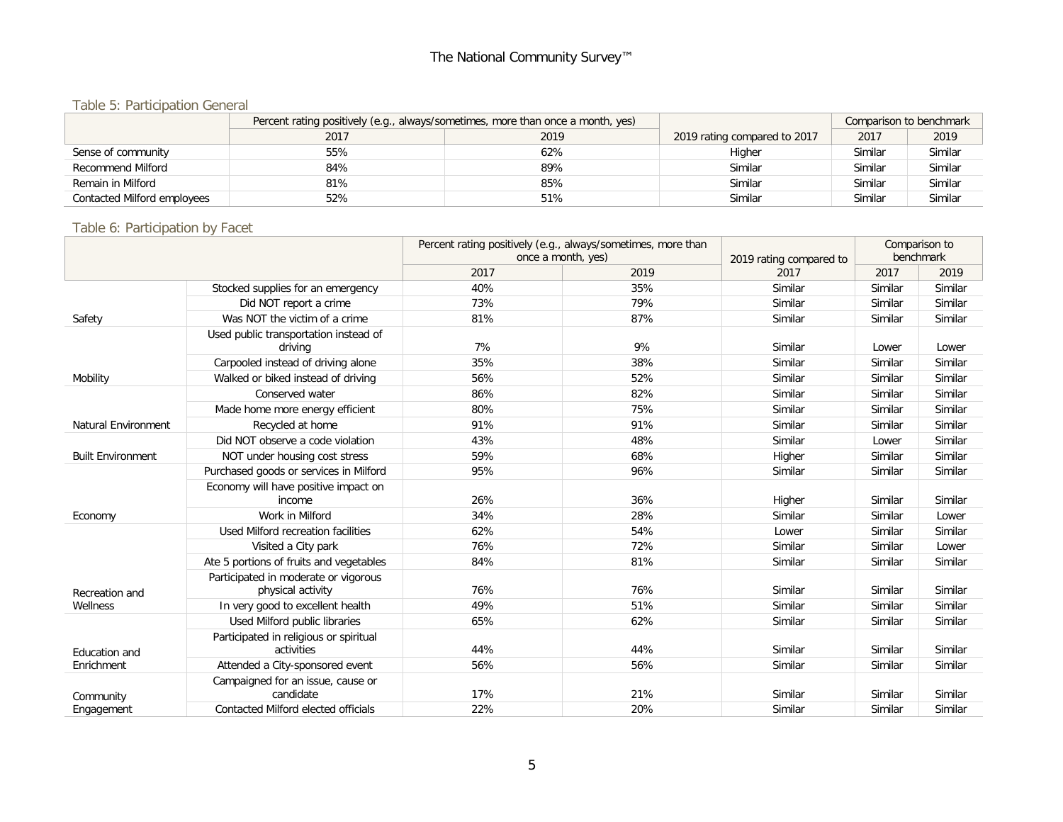### Table 5: Participation General

| | Percent rating positively (e.g., always/sometimes, more than once a month, yes) | | 2019 rating compared to 2017 | Comparison to benchmark | |
|---|---|---|---|---|---|
| | 2017 | 2019 | | 2017 | 2019 |
| Sense of community | 55% | 62% | Higher | Similar | Similar |
| Recommend Milford | 84% | 89% | Similar | Similar | Similar |
| Remain in Milford | 81% | 85% | Similar | Similar | Similar |
| Contacted Milford employees | 52% | 51% | Similar | Similar | Similar |

### Table 6: Participation by Facet

| | | Percent rating positively (e.g., always/sometimes, more than once a month, yes) | | 2019 rating compared to 2017 | Comparison to benchmark | |
|---|---|---|---|---|---|---|
| | | 2017 | 2019 | | 2017 | 2019 |
| Safety | Stocked supplies for an emergency | 40% | 35% | Similar | Similar | Similar |
| | Did NOT report a crime | 73% | 79% | Similar | Similar | Similar |
| | Was NOT the victim of a crime | 81% | 87% | Similar | Similar | Similar |
| Mobility | Used public transportation instead of driving | 7% | 9% | Similar | Lower | Lower |
| | Carpooled instead of driving alone | 35% | 38% | Similar | Similar | Similar |
| | Walked or biked instead of driving | 56% | 52% | Similar | Similar | Similar |
| Natural Environment | Conserved water | 86% | 82% | Similar | Similar | Similar |
| | Made home more energy efficient | 80% | 75% | Similar | Similar | Similar |
| | Recycled at home | 91% | 91% | Similar | Similar | Similar |
| Built Environment | Did NOT observe a code violation | 43% | 48% | Similar | Lower | Similar |
| | NOT under housing cost stress | 59% | 68% | Higher | Similar | Similar |
| Economy | Purchased goods or services in Milford | 95% | 96% | Similar | Similar | Similar |
| | Economy will have positive impact on income | 26% | 36% | Higher | Similar | Similar |
| | Work in Milford | 34% | 28% | Similar | Similar | Lower |
| Recreation and Wellness | Used Milford recreation facilities | 62% | 54% | Lower | Similar | Similar |
| | Visited a City park | 76% | 72% | Similar | Similar | Lower |
| | Ate 5 portions of fruits and vegetables | 84% | 81% | Similar | Similar | Similar |
| | Participated in moderate or vigorous physical activity | 76% | 76% | Similar | Similar | Similar |
| | In very good to excellent health | 49% | 51% | Similar | Similar | Similar |
| Education and Enrichment | Used Milford public libraries | 65% | 62% | Similar | Similar | Similar |
| | Participated in religious or spiritual activities | 44% | 44% | Similar | Similar | Similar |
| | Attended a City-sponsored event | 56% | 56% | Similar | Similar | Similar |
| Community Engagement | Campaigned for an issue, cause or candidate | 17% | 21% | Similar | Similar | Similar |
| | Contacted Milford elected officials | 22% | 20% | Similar | Similar | Similar |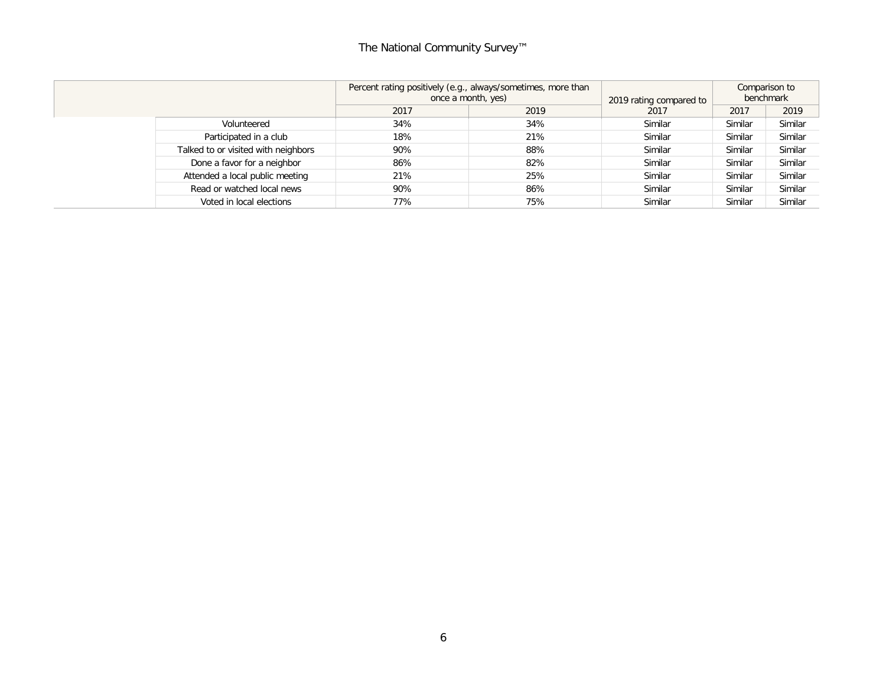|  |  | Percent rating positively (e.g., always/sometimes, more than once a month, yes) |  | 2019 rating compared to 2017 | Comparison to benchmark |  |
|---|---|---|---|---|---|---|
|  |  | 2017 | 2019 |  | 2017 | 2019 |
|  | Volunteered | 34% | 34% | Similar | Similar | Similar |
|  | Participated in a club | 18% | 21% | Similar | Similar | Similar |
|  | Talked to or visited with neighbors | 90% | 88% | Similar | Similar | Similar |
|  | Done a favor for a neighbor | 86% | 82% | Similar | Similar | Similar |
|  | Attended a local public meeting | 21% | 25% | Similar | Similar | Similar |
|  | Read or watched local news | 90% | 86% | Similar | Similar | Similar |
|  | Voted in local elections | 77% | 75% | Similar | Similar | Similar |